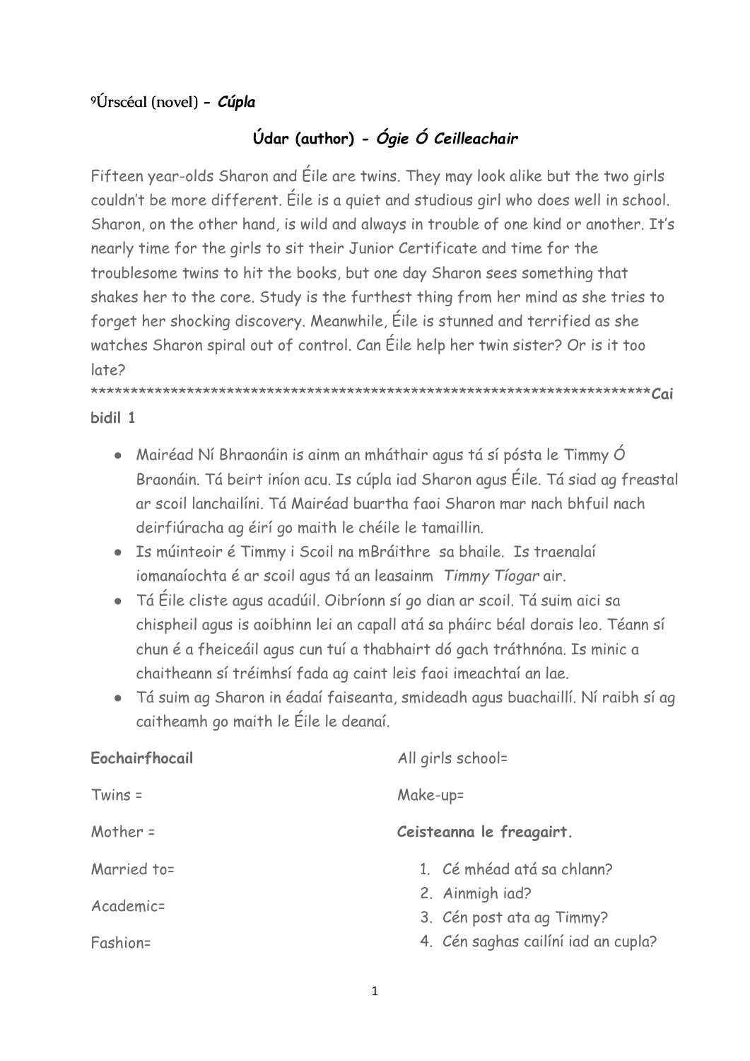9Úrscéal (novel) **- *Cúpla***

**Údar (author) - *Ógie Ó Ceilleachair***

Fifteen year-olds Sharon and Éile are twins. They may look alike but the two girls couldn't be more different. Éile is a quiet and studious girl who does well in school. Sharon, on the other hand, is wild and always in trouble of one kind or another. It's nearly time for the girls to sit their Junior Certificate and time for the troublesome twins to hit the books, but one day Sharon sees something that shakes her to the core. Study is the furthest thing from her mind as she tries to forget her shocking discovery. Meanwhile, Éile is stunned and terrified as she watches Sharon spiral out of control. Can Éile help her twin sister? Or is it too late?

**********************************************************************

**Caibidil 1**

- Mairéad Ní Bhraonáin is ainm an mháthair agus tá sí pósta le Timmy Ó Braonáin. Tá beirt iníon acu. Is cúpla iad Sharon agus Éile. Tá siad ag freastal ar scoil lanchailíní. Tá Mairéad buartha faoi Sharon mar nach bhfuil nach deirfiúracha ag éirí go maith le chéile le tamaillin.
- Is múinteoir é Timmy i Scoil na mBráithre sa bhaile. Is traenalaí iomanaíochta é ar scoil agus tá an leasainm *Timmy Tíogar* air.
- Tá Éile cliste agus acadúil. Oibríonn sí go dian ar scoil. Tá suim aici sa chispheil agus is aoibhinn lei an capall atá sa pháirc béal dorais leo. Téann sí chun é a fheiceáil agus cun tuí a thabhairt dó gach tráthnóna. Is minic a chaitheann sí tréimhsí fada ag caint leis faoi imeachtaí an lae.
- Tá suim ag Sharon in éadaí faiseanta, smideadh agus buachaillí. Ní raibh sí ag caitheamh go maith le Éile le deanaí.

**Eochairfhocail**

Twins =

Mother =

Married to=

Academic=

Fashion=

All girls school=

Make-up=

**Ceisteanna le freagairt.**

1. Cé mhéad atá sa chlann?
2. Ainmigh iad?
3. Cén post ata ag Timmy?
4. Cén saghas cailíní iad an cupla?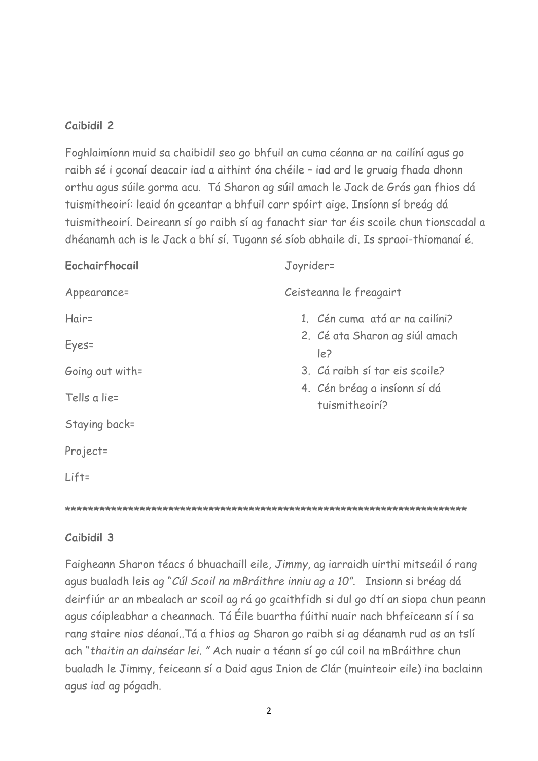**Caibidil 2**

Foghlaimíonn muid sa chaibidil seo go bhfuil an cuma céanna ar na cailíní agus go raibh sé i gconaí deacair iad a aithint óna chéile – iad ard le gruaig fhada dhonn orthu agus súile gorma acu. Tá Sharon ag súil amach le Jack de Grás gan fhios dá tuismitheoirí: leaid ón gceantar a bhfuil carr spóirt aige. Insíonn sí breág dá tuismitheoirí. Deireann sí go raibh sí ag fanacht siar tar éis scoile chun tionscadal a dhéanamh ach is le Jack a bhí sí. Tugann sé síob abhaile di. Is spraoi-thiomanaí é.

**Eochairfhocail**

Appearance=

Hair=

Eyes=

Going out with=

Tells a lie=

Staying back=

Project=

Lift=

Joyrider=

Ceisteanna le freagairt

1. Cén cuma atá ar na cailíni?
2. Cé ata Sharon ag siúl amach le?
3. Cá raibh sí tar eis scoile?
4. Cén bréag a insíonn sí dá tuismitheoirí?

****************************************************************************

**Caibidil 3**

Faigheann Sharon téacs ó bhuachaill eile, *Jimmy,* ag iarraidh uirthi mitseáil ó rang agus bualadh leis ag "*Cúl Scoil na mBráithre inniu ag a 10".* Insionn si bréag dá deirfiúr ar an mbealach ar scoil ag rá go gcaithfidh si dul go dtí an siopa chun peann agus cóipleabhar a cheannach. Tá Éile buartha fúithi nuair nach bhfeiceann sí í sa rang staire nios déanaí..Tá a fhios ag Sharon go raibh si ag déanamh rud as an tslí ach "*thaitin an dainséar lei. "* Ach nuair a téann sí go cúl coil na mBráithre chun bualadh le Jimmy, feiceann sí a Daid agus Inion de Clár (muinteoir eile) ina baclainn agus iad ag pógadh.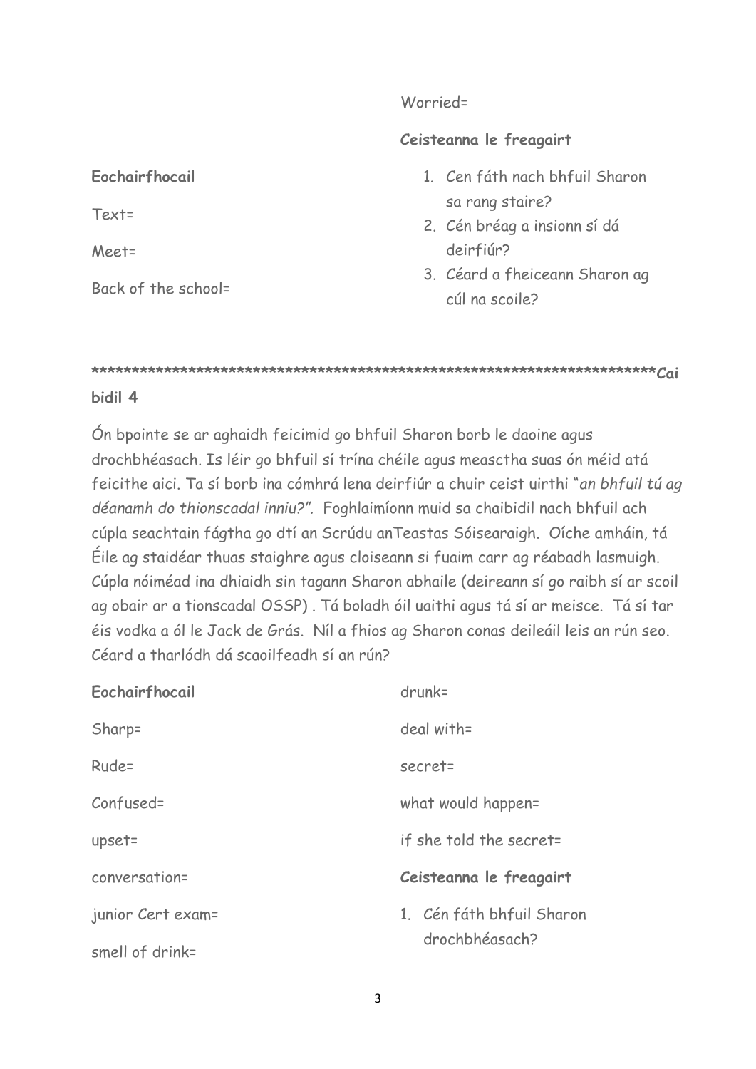Worried=

**Ceisteanna le freagairt**

**Eochairfhocail**

Text=

Meet=

Back of the school=

1. Cen fáth nach bhfuil Sharon sa rang staire?
2. Cén bréag a insionn sí dá deirfiúr?
3. Céard a fheiceann Sharon ag cúl na scoile?

**************************************************************************Cai

**bidil 4**

Ón bpointe se ar aghaidh feicimid go bhfuil Sharon borb le daoine agus drochbhéasach. Is léir go bhfuil sí trína chéile agus measctha suas ón méid atá feicithe aici. Ta sí borb ina cómhrá lena deirfiúr a chuir ceist uirthi "*an bhfuil tú ag déanamh do thionscadal inniu?*". Foghlaimíonn muid sa chaibidil nach bhfuil ach cúpla seachtain fágtha go dtí an Scrúdu anTeastas Sóisearaigh. Oíche amháin, tá Éile ag staidéar thuas staighre agus cloiseann si fuaim carr ag réabadh lasmuigh. Cúpla nóiméad ina dhiaidh sin tagann Sharon abhaile (deireann sí go raibh sí ar scoil ag obair ar a tionscadal OSSP) . Tá boladh óil uaithi agus tá sí ar meisce. Tá sí tar éis vodka a ól le Jack de Grás. Níl a fhios ag Sharon conas deileáil leis an rún seo. Céard a tharlódh dá scaoilfeadh sí an rún?

**Eochairfhocail**

Sharp=

Rude=

Confused=

upset=

conversation=

junior Cert exam=

smell of drink=

drunk=

deal with=

secret=

what would happen=

if she told the secret=

**Ceisteanna le freagairt**

1. Cén fáth bhfuil Sharon drochbhéasach?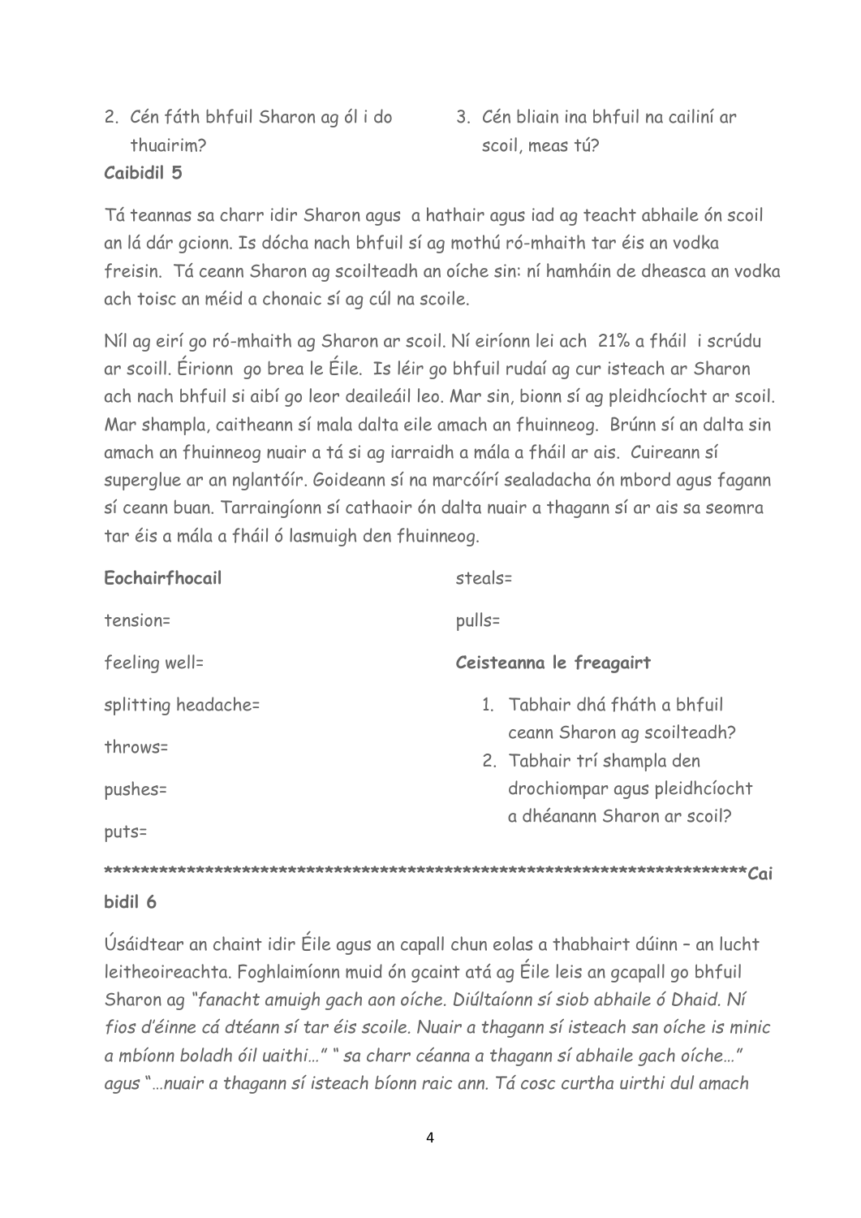2. Cén fáth bhfuil Sharon ag ól i do thuairim?
3. Cén bliain ina bhfuil na cailíní ar scoil, meas tú?

**Caibidil 5**

Tá teannas sa charr idir Sharon agus a hathair agus iad ag teacht abhaile ón scoil an lá dár gcionn. Is dócha nach bhfuil sí ag mothú ró-mhaith tar éis an vodka freisin. Tá ceann Sharon ag scoilteadh an oíche sin: ní hamháin de dheasca an vodka ach toisc an méid a chonaic sí ag cúl na scoile.

Níl ag eirí go ró-mhaith ag Sharon ar scoil. Ní eiríonn lei ach 21% a fháil i scrúdu ar scoill. Éirionn go brea le Éile. Is léir go bhfuil rudaí ag cur isteach ar Sharon ach nach bhfuil si aibí go leor deaileáil leo. Mar sin, bionn sí ag pleidhcíocht ar scoil. Mar shampla, caitheann sí mala dalta eile amach an fhuinneog. Brúnn sí an dalta sin amach an fhuinneog nuair a tá si ag iarraidh a mála a fháil ar ais. Cuireann sí superglue ar an nglantóír. Goideann sí na marcóírí sealadacha ón mbord agus fagann sí ceann buan. Tarraingíonn sí cathaoir ón dalta nuair a thagann sí ar ais sa seomra tar éis a mála a fháil ó lasmuigh den fhuinneog.

**Eochairfhocail**

tension=

feeling well=

splitting headache=

throws=

pushes=

puts=

steals=

pulls=

**Ceisteanna le freagairt**

1. Tabhair dhá fháth a bhfuil ceann Sharon ag scoilteadh?
2. Tabhair trí shampla den drochiompar agus pleidhcíocht a dhéanann Sharon ar scoil?

****************************************************************************

**Caibidil 6**

Úsáidtear an chaint idir Éile agus an capall chun eolas a thabhairt dúinn – an lucht leitheoireachta. Foghlaimíonn muid ón gcaint atá ag Éile leis an gcapall go bhfuil Sharon ag *"fanacht amuigh gach aon oíche. Diúltaíonn sí siob abhaile ó Dhaid. Ní fios d'éinne cá dtéann sí tar éis scoile. Nuair a thagann sí isteach san oíche is minic a mbíonn boladh óil uaithi…" " sa charr céanna a thagann sí abhaile gach oíche…"* agus *"…nuair a thagann sí isteach bíonn raic ann. Tá cosc curtha uirthi dul amach*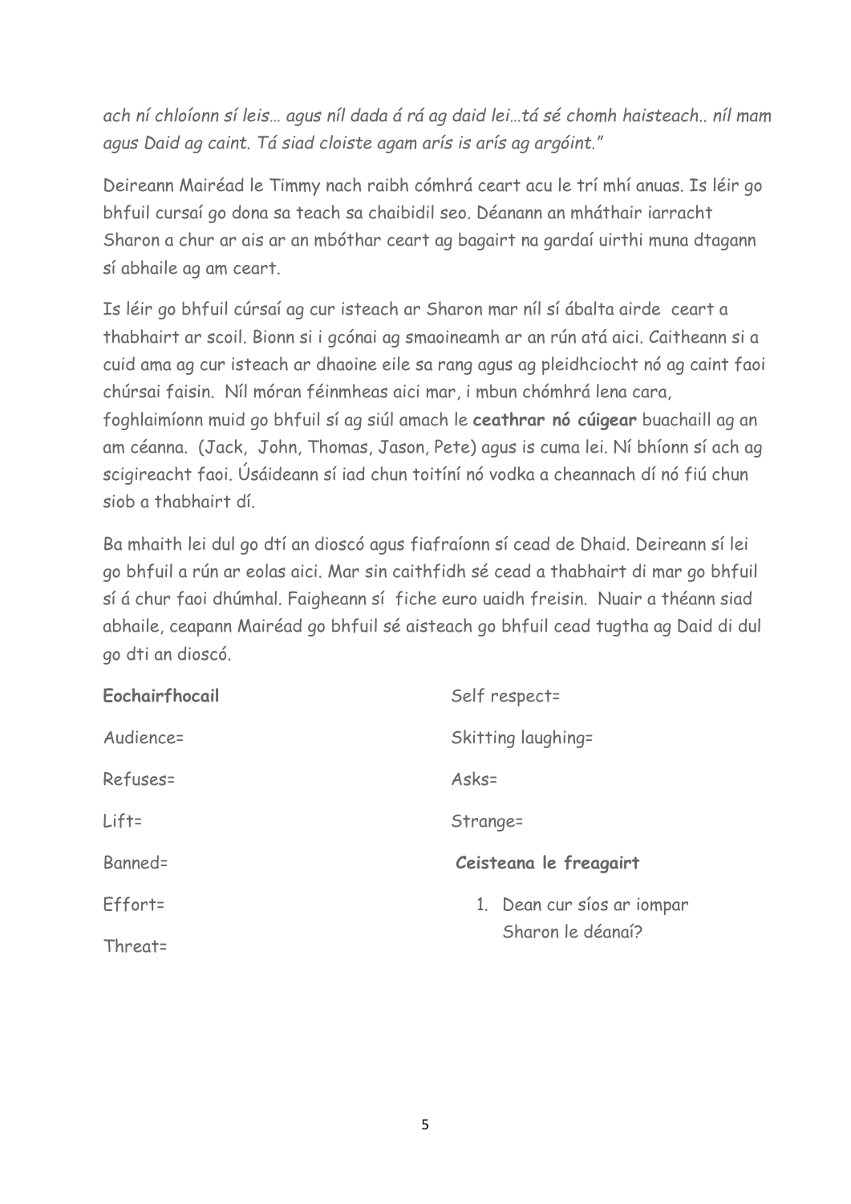*ach ní chloíonn sí leis… agus níl dada á rá ag daid lei…tá sé chomh haisteach.. níl mam agus Daid ag caint. Tá siad cloiste agam arís is arís ag argóint."*

Deireann Mairéad le Timmy nach raibh cómhrá ceart acu le trí mhí anuas. Is léir go bhfuil cursaí go dona sa teach sa chaibidil seo. Déanann an mháthair iarracht Sharon a chur ar ais ar an mbóthar ceart ag bagairt na gardaí uirthi muna dtagann sí abhaile ag am ceart.

Is léir go bhfuil cúrsaí ag cur isteach ar Sharon mar níl sí ábalta airde ceart a thabhairt ar scoil. Bionn si i gcónai ag smaoineamh ar an rún atá aici. Caitheann si a cuid ama ag cur isteach ar dhaoine eile sa rang agus ag pleidhciocht nó ag caint faoi chúrsai faisin. Níl móran féinmheas aici mar, i mbun chómhrá lena cara, foghlaimíonn muid go bhfuil sí ag siúl amach le **ceathrar nó cúigear** buachaill ag an am céanna. (Jack, John, Thomas, Jason, Pete) agus is cuma lei. Ní bhíonn sí ach ag scigireacht faoi. Úsáideann sí iad chun toitíní nó vodka a cheannach dí nó fiú chun siob a thabhairt dí.

Ba mhaith lei dul go dtí an dioscó agus fiafraíonn sí cead de Dhaid. Deireann sí lei go bhfuil a rún ar eolas aici. Mar sin caithfidh sé cead a thabhairt di mar go bhfuil sí á chur faoi dhúmhal. Faigheann sí fiche euro uaidh freisin. Nuair a théann siad abhaile, ceapann Mairéad go bhfuil sé aisteach go bhfuil cead tugtha ag Daid di dul go dti an dioscó.

**Eochairfhocail**

Audience=

Refuses=

Lift=

Banned=

Effort=

Threat=

Self respect=

Skitting laughing=

Asks=

Strange=

**Ceisteana le freagairt**

1. Dean cur síos ar iompar Sharon le déanaí?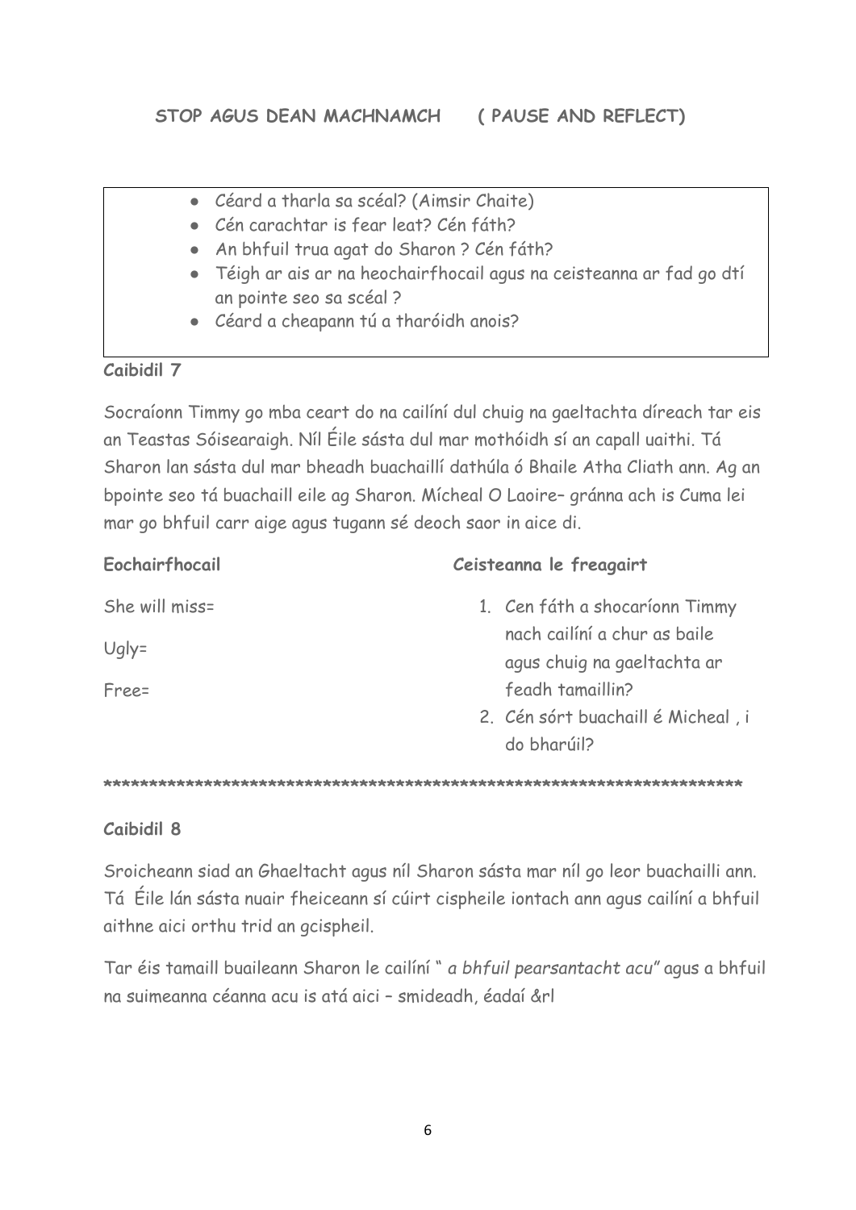**STOP AGUS DEAN MACHNAMCH ( PAUSE AND REFLECT)**

- Céard a tharla sa scéal? (Aimsir Chaite)
- Cén carachtar is fear leat? Cén fáth?
- An bhfuil trua agat do Sharon ? Cén fáth?
- Téigh ar ais ar na heochairfhocail agus na ceisteanna ar fad go dtí an pointe seo sa scéal ?
- Céard a cheapann tú a tharóidh anois?

**Caibidil 7**

Socraíonn Timmy go mba ceart do na cailíní dul chuig na gaeltachta díreach tar eis an Teastas Sóisearaigh. Níl Éile sásta dul mar mothóidh sí an capall uaithi. Tá Sharon lan sásta dul mar bheadh buachaillí dathúla ó Bhaile Atha Cliath ann. Ag an bpointe seo tá buachaill eile ag Sharon. Mícheal O Laoire– gránna ach is Cuma lei mar go bhfuil carr aige agus tugann sé deoch saor in aice di.

**Eochairfhocail**

She will miss=

Ugly=

Free=

**Ceisteanna le freagairt**

1. Cen fáth a shocaríonn Timmy nach cailíní a chur as baile agus chuig na gaeltachta ar feadh tamaillin?
2. Cén sórt buachaill é Micheal , i do bharúil?

***************************************************************************

**Caibidil 8**

Sroicheann siad an Ghaeltacht agus níl Sharon sásta mar níl go leor buachailli ann. Tá Éile lán sásta nuair fheiceann sí cúirt cispheile iontach ann agus cailíní a bhfuil aithne aici orthu trid an gcispheil.

Tar éis tamaill buaileann Sharon le cailíní " *a bhfuil pearsantacht acu*" agus a bhfuil na suimeanna céanna acu is atá aici – smideadh, éadaí &rl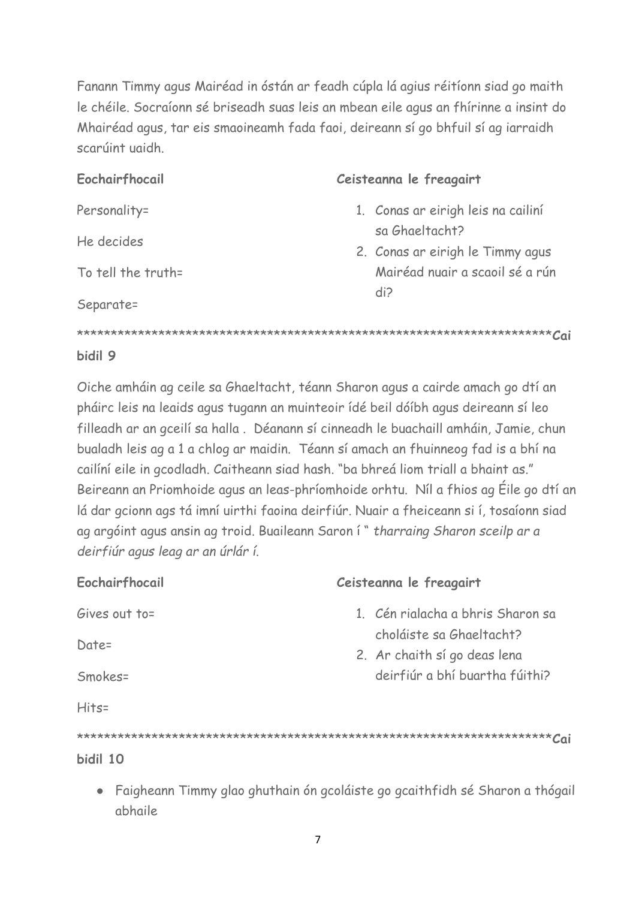Fanann Timmy agus Mairéad in óstán ar feadh cúpla lá agius réitíonn siad go maith le chéile. Socraíonn sé briseadh suas leis an mbean eile agus an fhírinne a insint do Mhairéad agus, tar eis smaoineamh fada faoi, deireann sí go bhfuil sí ag iarraidh scarúint uaidh.

**Eochairfhocail**

Personality=

He decides

To tell the truth=

Separate=

**Ceisteanna le freagairt**

1. Conas ar eirigh leis na cailiní sa Ghaeltacht?
2. Conas ar eirigh le Timmy agus Mairéad nuair a scaoil sé a rún di?

**********************************************************************Caibidil 9**

Oiche amháin ag ceile sa Ghaeltacht, téann Sharon agus a cairde amach go dtí an pháirc leis na leaids agus tugann an muinteoir ídé beil dóíbh agus deireann sí leo filleadh ar an gceilí sa halla . Déanann sí cinneadh le buachaill amháin, Jamie, chun bualadh leis ag a 1 a chlog ar maidin. Téann sí amach an fhuinneog fad is a bhí na cailíní eile in gcodladh. Caitheann siad hash. "ba bhreá liom triall a bhaint as." Beireann an Priomhoide agus an leas-phríomhoide orhtu. Níl a fhios ag Éile go dtí an lá dar gcionn ags tá imní uirthi faoina deirfiúr. Nuair a fheiceann si í, tosaíonn siad ag argóint agus ansin ag troid. Buaileann Saron í " *tharraing Sharon sceilp ar a deirfiúr agus leag ar an úrlár í.*

**Eochairfhocail**

Gives out to=

Date=

Smokes=

Hits=

**Ceisteanna le freagairt**

1. Cén rialacha a bhris Sharon sa choláiste sa Ghaeltacht?
2. Ar chaith sí go deas lena deirfiúr a bhí buartha fúithi?

**********************************************************************Caibidil 10**

- Faigheann Timmy glao ghuthain ón gcoláiste go gcaithfidh sé Sharon a thógail abhaile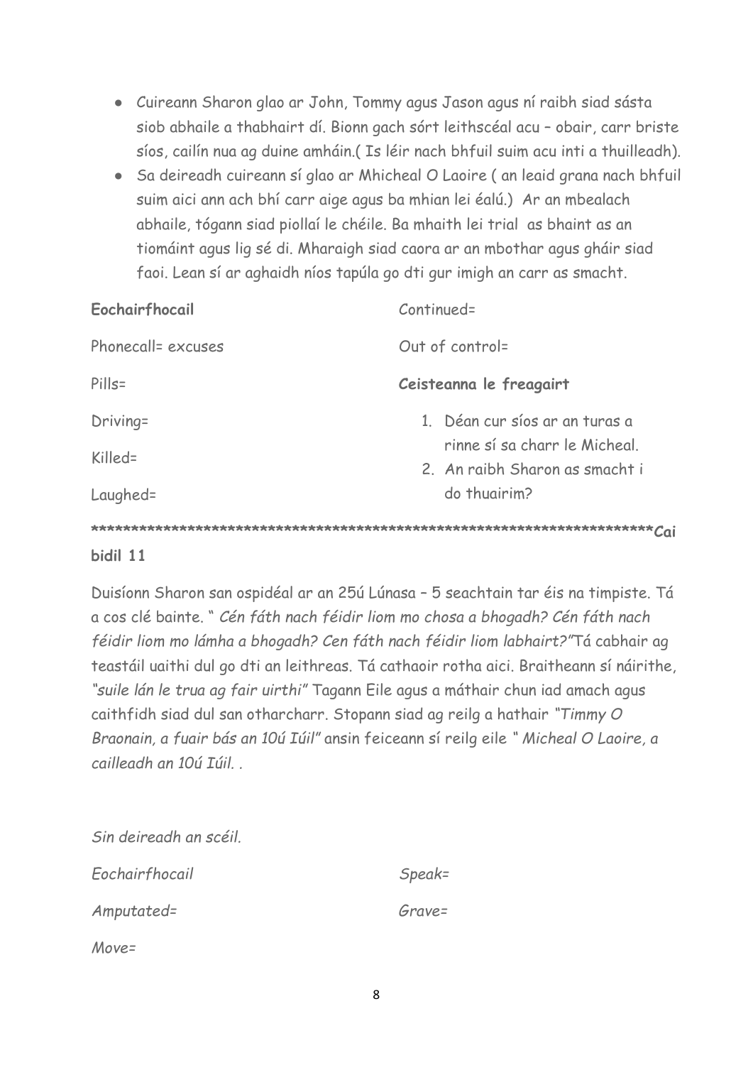- Cuireann Sharon glao ar John, Tommy agus Jason agus ní raibh siad sásta siob abhaile a thabhairt dí. Bionn gach sórt leithscéal acu – obair, carr briste síos, cailín nua ag duine amháin.( Is léir nach bhfuil suim acu inti a thuilleadh).
- Sa deireadh cuireann sí glao ar Mhicheal O Laoire ( an leaid grana nach bhfuil suim aici ann ach bhí carr aige agus ba mhian lei éalú.) Ar an mbealach abhaile, tógann siad piollaí le chéile. Ba mhaith lei trial as bhaint as an tiomáint agus lig sé di. Mharaigh siad caora ar an mbothar agus gháir siad faoi. Lean sí ar aghaidh níos tapúla go dti gur imigh an carr as smacht.

**Eochairfhocail**

Phonecall= excuses

Pills=

Driving=

Killed=

Laughed=

Continued=

Out of control=

**Ceisteanna le freagairt**

1. Déan cur síos ar an turas a rinne sí sa charr le Micheal.
2. An raibh Sharon as smacht i do thuairim?

**************************************************************************Caibidil 11**

Duisíonn Sharon san ospidéal ar an 25ú Lúnasa – 5 seachtain tar éis na timpiste. Tá a cos clé bainte. " *Cén fáth nach féidir liom mo chosa a bhogadh? Cén fáth nach féidir liom mo lámha a bhogadh? Cen fáth nach féidir liom labhairt?"* Tá cabhair ag teastáil uaithi dul go dti an leithreas. Tá cathaoir rotha aici. Braitheann sí náirithe, *"suile lán le trua ag fair uirthi"* Tagann Eile agus a máthair chun iad amach agus caithfidh siad dul san otharcharr. Stopann siad ag reilg a hathair *"Timmy O Braonain, a fuair bás an 10ú Iúil"* ansin feiceann sí reilg eile *" Micheal O Laoire, a cailleadh an 10ú Iúil. .*

*Sin deireadh an scéil.*

*Eochairfhocail*

*Amputated=*

*Move=*

*Speak=*

*Grave=*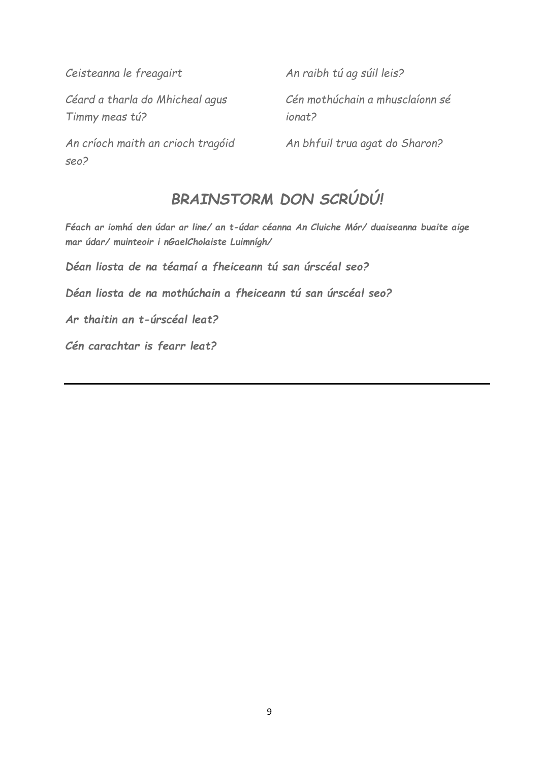*Ceisteanna le freagairt*

*Céard a tharla do Mhicheal agus Timmy meas tú?*

*An críoch maith an crioch tragóid seo?*

*An raibh tú ag súil leis?*

*Cén mothúchain a mhusclaíonn sé ionat?*

*An bhfuil trua agat do Sharon?*

## *BRAINSTORM DON SCRÚDÚ!*

***Féach ar iomhá den údar ar line/ an t-údar céanna An Cluiche Mór/ duaiseanna buaite aige mar údar/ muinteoir i nGaelCholaiste Luimnígh/***

***Déan liosta de na téamaí a fheiceann tú san úrscéal seo?***

***Déan liosta de na mothúchain a fheiceann tú san úrscéal seo?***

***Ar thaitin an t-úrscéal leat?***

***Cén carachtar is fearr leat?***

---